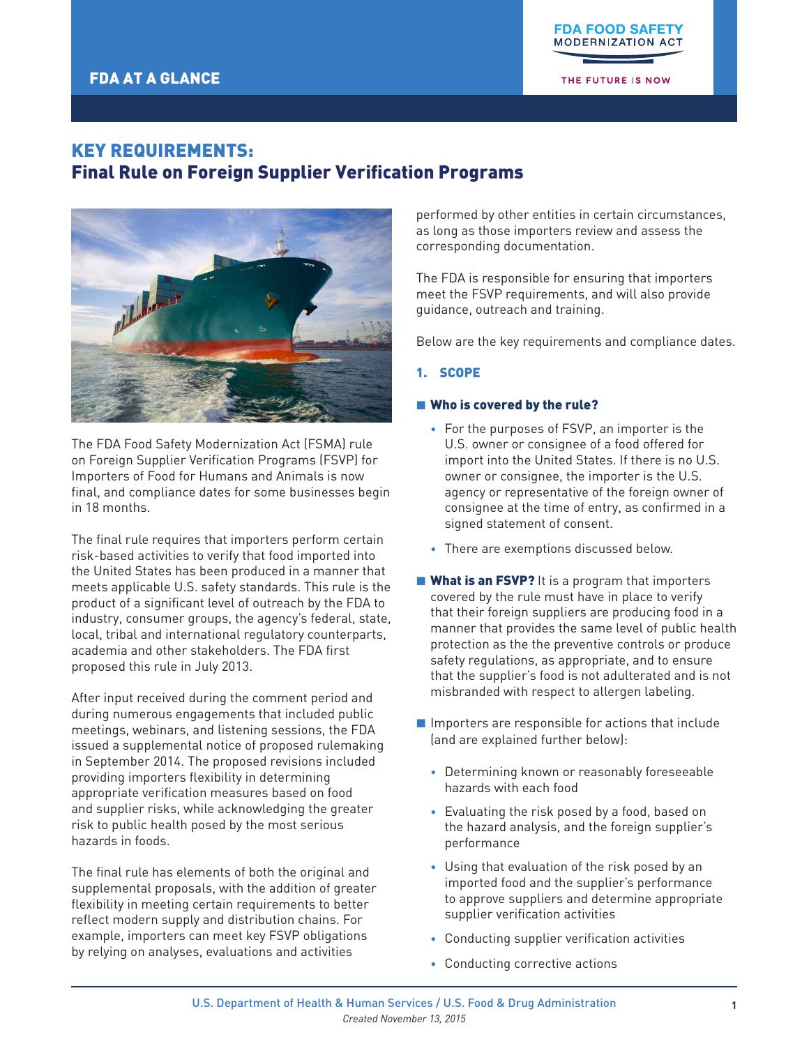FDA AT A GLANCE

FDA FOOD SAFETY MODERNIZATION ACT

THE FUTURE IS NOW

# KEY REQUIREMENTS:
## Final Rule on Foreign Supplier Verification Programs

The FDA Food Safety Modernization Act (FSMA) rule on Foreign Supplier Verification Programs (FSVP) for Importers of Food for Humans and Animals is now final, and compliance dates for some businesses begin in 18 months.

The final rule requires that importers perform certain risk-based activities to verify that food imported into the United States has been produced in a manner that meets applicable U.S. safety standards. This rule is the product of a significant level of outreach by the FDA to industry, consumer groups, the agency's federal, state, local, tribal and international regulatory counterparts, academia and other stakeholders. The FDA first proposed this rule in July 2013.

After input received during the comment period and during numerous engagements that included public meetings, webinars, and listening sessions, the FDA issued a supplemental notice of proposed rulemaking in September 2014. The proposed revisions included providing importers flexibility in determining appropriate verification measures based on food and supplier risks, while acknowledging the greater risk to public health posed by the most serious hazards in foods.

The final rule has elements of both the original and supplemental proposals, with the addition of greater flexibility in meeting certain requirements to better reflect modern supply and distribution chains. For example, importers can meet key FSVP obligations by relying on analyses, evaluations and activities performed by other entities in certain circumstances, as long as those importers review and assess the corresponding documentation.

The FDA is responsible for ensuring that importers meet the FSVP requirements, and will also provide guidance, outreach and training.

Below are the key requirements and compliance dates.

### 1. SCOPE

- **Who is covered by the rule?**
  - For the purposes of FSVP, an importer is the U.S. owner or consignee of a food offered for import into the United States. If there is no U.S. owner or consignee, the importer is the U.S. agency or representative of the foreign owner of consignee at the time of entry, as confirmed in a signed statement of consent.
  - There are exemptions discussed below.
- **What is an FSVP?** It is a program that importers covered by the rule must have in place to verify that their foreign suppliers are producing food in a manner that provides the same level of public health protection as the the preventive controls or produce safety regulations, as appropriate, and to ensure that the supplier's food is not adulterated and is not misbranded with respect to allergen labeling.
- Importers are responsible for actions that include (and are explained further below):
  - Determining known or reasonably foreseeable hazards with each food
  - Evaluating the risk posed by a food, based on the hazard analysis, and the foreign supplier's performance
  - Using that evaluation of the risk posed by an imported food and the supplier's performance to approve suppliers and determine appropriate supplier verification activities
  - Conducting supplier verification activities
  - Conducting corrective actions

U.S. Department of Health & Human Services / U.S. Food & Drug Administration

*Created November 13, 2015*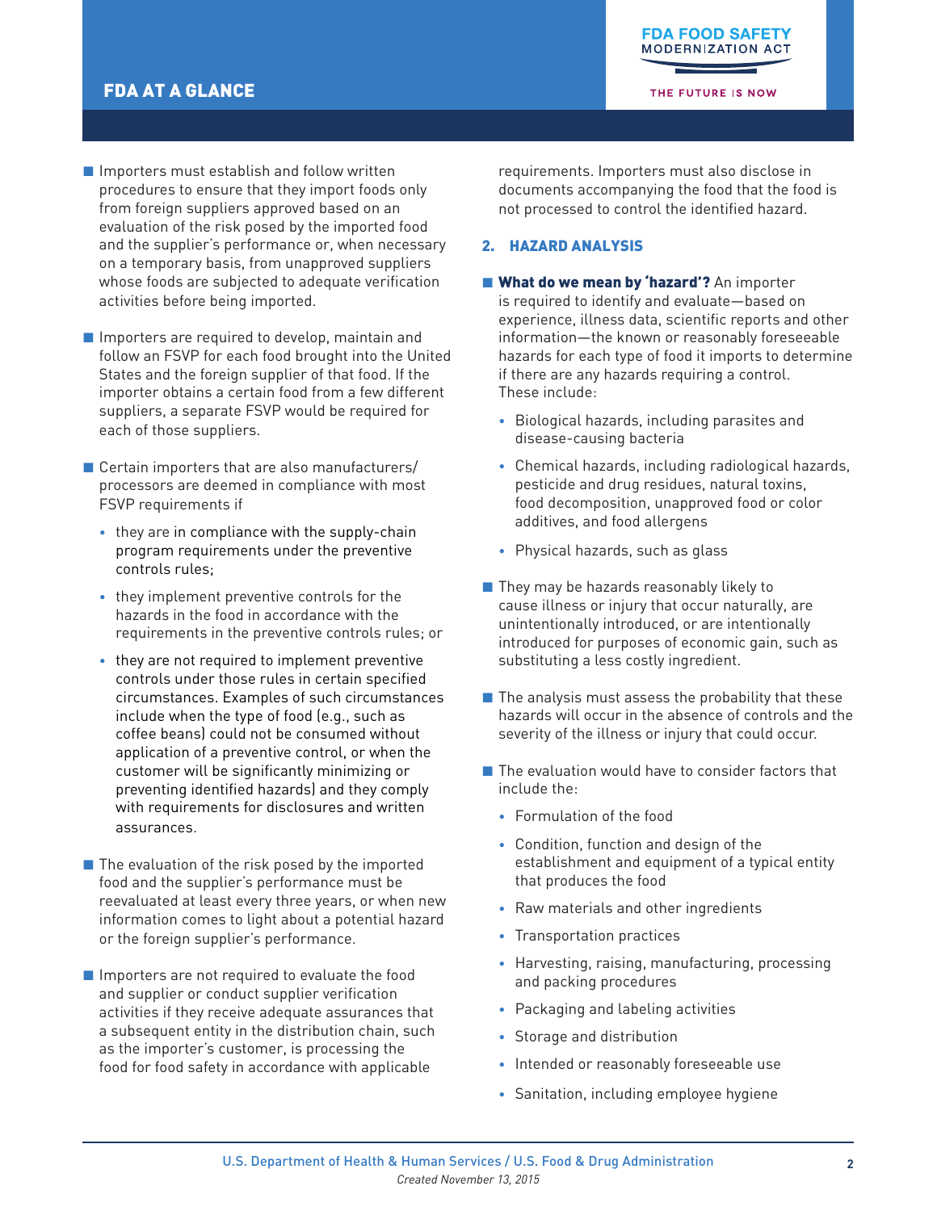- Importers must establish and follow written procedures to ensure that they import foods only from foreign suppliers approved based on an evaluation of the risk posed by the imported food and the supplier's performance or, when necessary on a temporary basis, from unapproved suppliers whose foods are subjected to adequate verification activities before being imported.

- Importers are required to develop, maintain and follow an FSVP for each food brought into the United States and the foreign supplier of that food. If the importer obtains a certain food from a few different suppliers, a separate FSVP would be required for each of those suppliers.

- Certain importers that are also manufacturers/processors are deemed in compliance with most FSVP requirements if
  - they are in compliance with the supply-chain program requirements under the preventive controls rules;
  - they implement preventive controls for the hazards in the food in accordance with the requirements in the preventive controls rules; or
  - they are not required to implement preventive controls under those rules in certain specified circumstances. Examples of such circumstances include when the type of food (e.g., such as coffee beans) could not be consumed without application of a preventive control, or when the customer will be significantly minimizing or preventing identified hazards) and they comply with requirements for disclosures and written assurances.

- The evaluation of the risk posed by the imported food and the supplier's performance must be reevaluated at least every three years, or when new information comes to light about a potential hazard or the foreign supplier's performance.

- Importers are not required to evaluate the food and supplier or conduct supplier verification activities if they receive adequate assurances that a subsequent entity in the distribution chain, such as the importer's customer, is processing the food for food safety in accordance with applicable requirements. Importers must also disclose in documents accompanying the food that the food is not processed to control the identified hazard.

## 2. HAZARD ANALYSIS

- **What do we mean by 'hazard'?** An importer is required to identify and evaluate—based on experience, illness data, scientific reports and other information—the known or reasonably foreseeable hazards for each type of food it imports to determine if there are any hazards requiring a control. These include:
  - Biological hazards, including parasites and disease-causing bacteria
  - Chemical hazards, including radiological hazards, pesticide and drug residues, natural toxins, food decomposition, unapproved food or color additives, and food allergens
  - Physical hazards, such as glass

- They may be hazards reasonably likely to cause illness or injury that occur naturally, are unintentionally introduced, or are intentionally introduced for purposes of economic gain, such as substituting a less costly ingredient.

- The analysis must assess the probability that these hazards will occur in the absence of controls and the severity of the illness or injury that could occur.

- The evaluation would have to consider factors that include the:
  - Formulation of the food
  - Condition, function and design of the establishment and equipment of a typical entity that produces the food
  - Raw materials and other ingredients
  - Transportation practices
  - Harvesting, raising, manufacturing, processing and packing procedures
  - Packaging and labeling activities
  - Storage and distribution
  - Intended or reasonably foreseeable use
  - Sanitation, including employee hygiene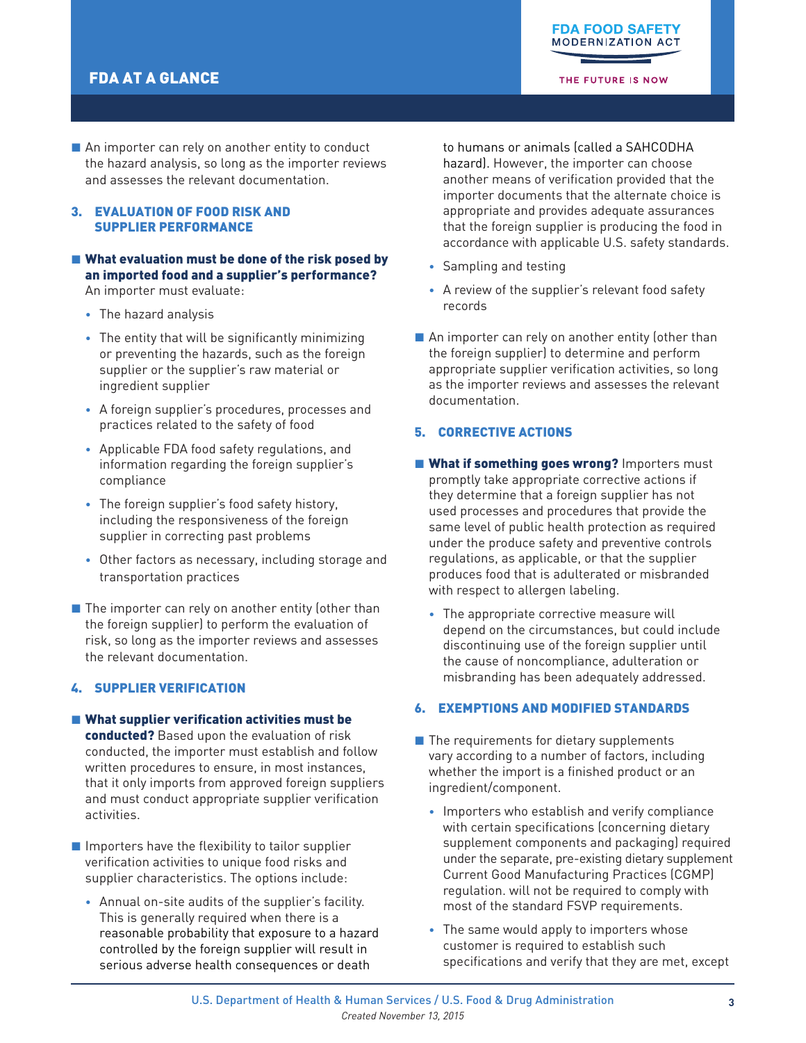- An importer can rely on another entity to conduct the hazard analysis, so long as the importer reviews and assesses the relevant documentation.

## 3. EVALUATION OF FOOD RISK AND SUPPLIER PERFORMANCE

- **What evaluation must be done of the risk posed by an imported food and a supplier's performance?** An importer must evaluate:
  - The hazard analysis
  - The entity that will be significantly minimizing or preventing the hazards, such as the foreign supplier or the supplier's raw material or ingredient supplier
  - A foreign supplier's procedures, processes and practices related to the safety of food
  - Applicable FDA food safety regulations, and information regarding the foreign supplier's compliance
  - The foreign supplier's food safety history, including the responsiveness of the foreign supplier in correcting past problems
  - Other factors as necessary, including storage and transportation practices
- The importer can rely on another entity (other than the foreign supplier) to perform the evaluation of risk, so long as the importer reviews and assesses the relevant documentation.

## 4. SUPPLIER VERIFICATION

- **What supplier verification activities must be conducted?** Based upon the evaluation of risk conducted, the importer must establish and follow written procedures to ensure, in most instances, that it only imports from approved foreign suppliers and must conduct appropriate supplier verification activities.
- Importers have the flexibility to tailor supplier verification activities to unique food risks and supplier characteristics. The options include:
  - Annual on-site audits of the supplier's facility. This is generally required when there is a reasonable probability that exposure to a hazard controlled by the foreign supplier will result in serious adverse health consequences or death to humans or animals (called a SAHCODHA hazard). However, the importer can choose another means of verification provided that the importer documents that the alternate choice is appropriate and provides adequate assurances that the foreign supplier is producing the food in accordance with applicable U.S. safety standards.
  - Sampling and testing
  - A review of the supplier's relevant food safety records
- An importer can rely on another entity (other than the foreign supplier) to determine and perform appropriate supplier verification activities, so long as the importer reviews and assesses the relevant documentation.

## 5. CORRECTIVE ACTIONS

- **What if something goes wrong?** Importers must promptly take appropriate corrective actions if they determine that a foreign supplier has not used processes and procedures that provide the same level of public health protection as required under the produce safety and preventive controls regulations, as applicable, or that the supplier produces food that is adulterated or misbranded with respect to allergen labeling.
  - The appropriate corrective measure will depend on the circumstances, but could include discontinuing use of the foreign supplier until the cause of noncompliance, adulteration or misbranding has been adequately addressed.

## 6. EXEMPTIONS AND MODIFIED STANDARDS

- The requirements for dietary supplements vary according to a number of factors, including whether the import is a finished product or an ingredient/component.
  - Importers who establish and verify compliance with certain specifications (concerning dietary supplement components and packaging) required under the separate, pre-existing dietary supplement Current Good Manufacturing Practices (CGMP) regulation. will not be required to comply with most of the standard FSVP requirements.
  - The same would apply to importers whose customer is required to establish such specifications and verify that they are met, except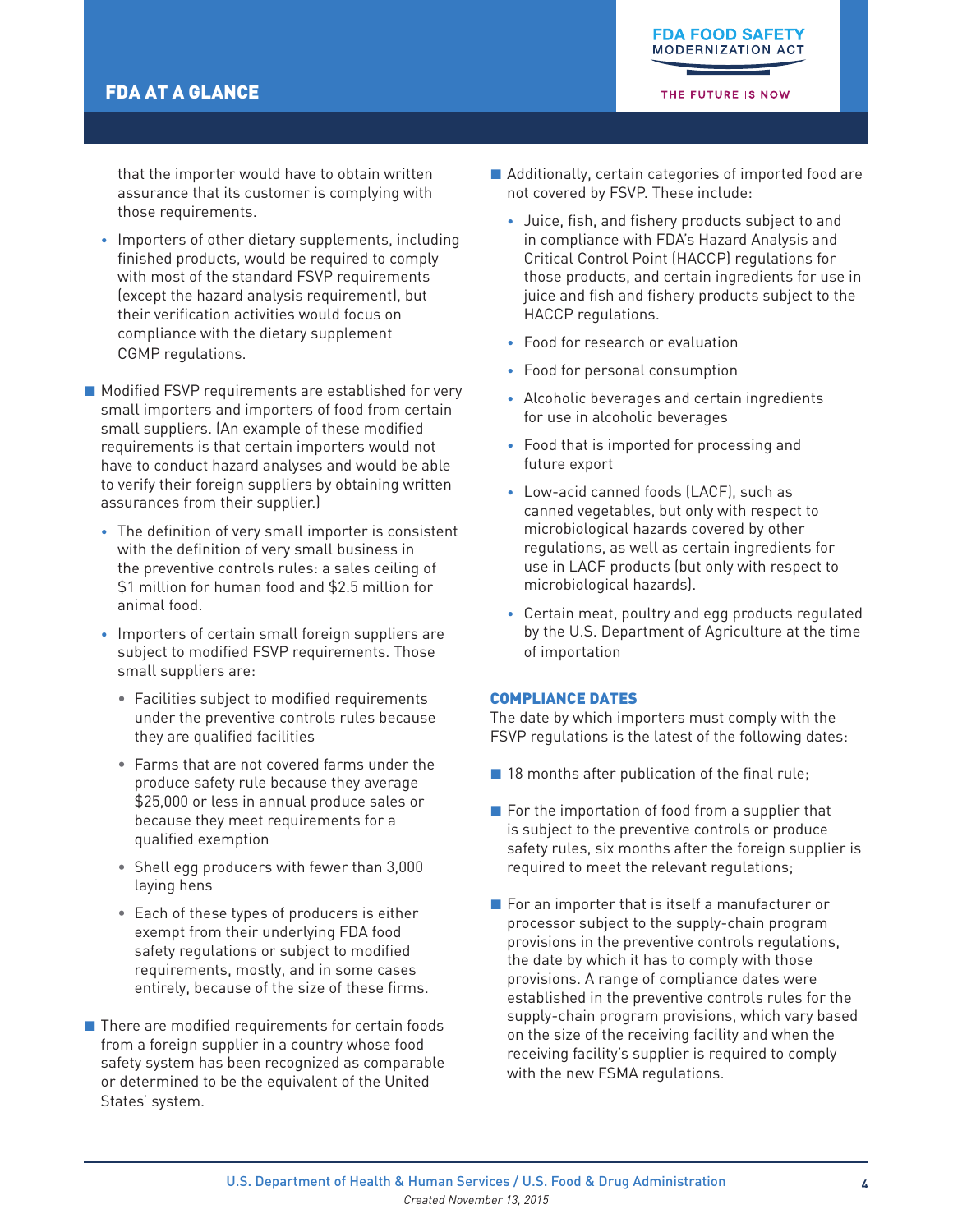that the importer would have to obtain written assurance that its customer is complying with those requirements.

- Importers of other dietary supplements, including finished products, would be required to comply with most of the standard FSVP requirements (except the hazard analysis requirement), but their verification activities would focus on compliance with the dietary supplement CGMP regulations.

- Modified FSVP requirements are established for very small importers and importers of food from certain small suppliers. (An example of these modified requirements is that certain importers would not have to conduct hazard analyses and would be able to verify their foreign suppliers by obtaining written assurances from their supplier.)
  - The definition of very small importer is consistent with the definition of very small business in the preventive controls rules: a sales ceiling of $1 million for human food and $2.5 million for animal food.
  - Importers of certain small foreign suppliers are subject to modified FSVP requirements. Those small suppliers are:
    - Facilities subject to modified requirements under the preventive controls rules because they are qualified facilities
    - Farms that are not covered farms under the produce safety rule because they average $25,000 or less in annual produce sales or because they meet requirements for a qualified exemption
    - Shell egg producers with fewer than 3,000 laying hens
    - Each of these types of producers is either exempt from their underlying FDA food safety regulations or subject to modified requirements, mostly, and in some cases entirely, because of the size of these firms.

- There are modified requirements for certain foods from a foreign supplier in a country whose food safety system has been recognized as comparable or determined to be the equivalent of the United States' system.

- Additionally, certain categories of imported food are not covered by FSVP. These include:
  - Juice, fish, and fishery products subject to and in compliance with FDA's Hazard Analysis and Critical Control Point (HACCP) regulations for those products, and certain ingredients for use in juice and fish and fishery products subject to the HACCP regulations.
  - Food for research or evaluation
  - Food for personal consumption
  - Alcoholic beverages and certain ingredients for use in alcoholic beverages
  - Food that is imported for processing and future export
  - Low-acid canned foods (LACF), such as canned vegetables, but only with respect to microbiological hazards covered by other regulations, as well as certain ingredients for use in LACF products (but only with respect to microbiological hazards).
  - Certain meat, poultry and egg products regulated by the U.S. Department of Agriculture at the time of importation

### COMPLIANCE DATES

The date by which importers must comply with the FSVP regulations is the latest of the following dates:

- 18 months after publication of the final rule;
- For the importation of food from a supplier that is subject to the preventive controls or produce safety rules, six months after the foreign supplier is required to meet the relevant regulations;
- For an importer that is itself a manufacturer or processor subject to the supply-chain program provisions in the preventive controls regulations, the date by which it has to comply with those provisions. A range of compliance dates were established in the preventive controls rules for the supply-chain program provisions, which vary based on the size of the receiving facility and when the receiving facility's supplier is required to comply with the new FSMA regulations.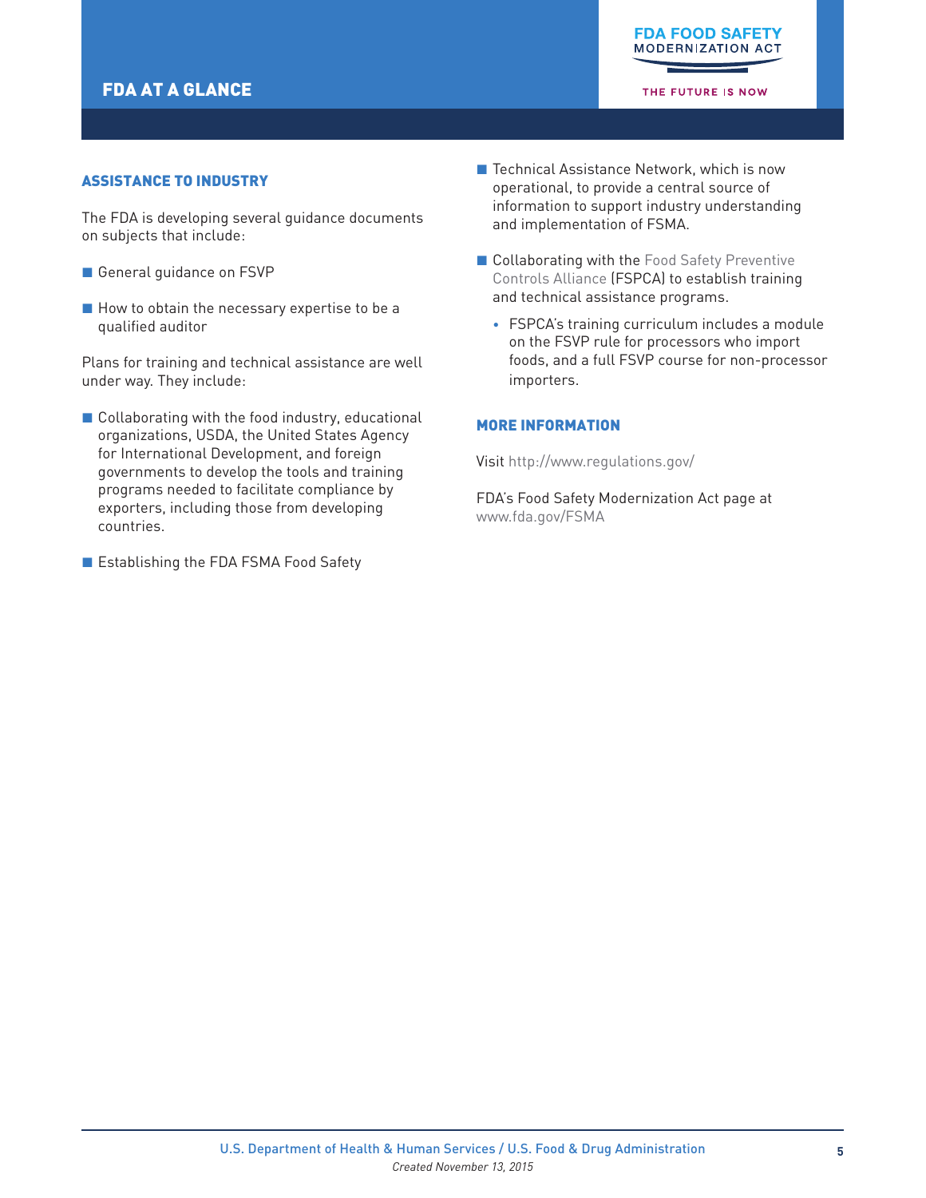## ASSISTANCE TO INDUSTRY

The FDA is developing several guidance documents on subjects that include:

- General guidance on FSVP
- How to obtain the necessary expertise to be a qualified auditor

Plans for training and technical assistance are well under way. They include:

- Collaborating with the food industry, educational organizations, USDA, the United States Agency for International Development, and foreign governments to develop the tools and training programs needed to facilitate compliance by exporters, including those from developing countries.
- Establishing the FDA FSMA Food Safety Technical Assistance Network, which is now operational, to provide a central source of information to support industry understanding and implementation of FSMA.
- Collaborating with the Food Safety Preventive Controls Alliance (FSPCA) to establish training and technical assistance programs.
  - FSPCA's training curriculum includes a module on the FSVP rule for processors who import foods, and a full FSVP course for non-processor importers.

## MORE INFORMATION

Visit http://www.regulations.gov/

FDA's Food Safety Modernization Act page at www.fda.gov/FSMA